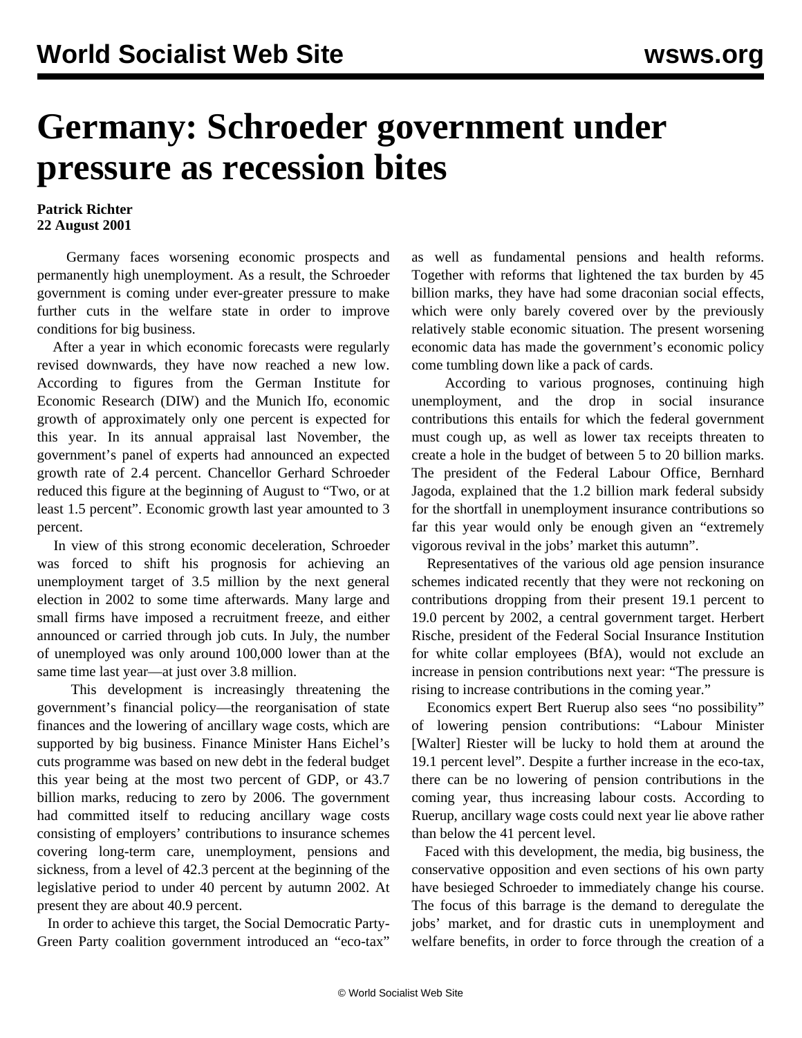# Germany: Schroeder government under pressure as recession bites

**Patrick Richter**
**22 August 2001**

Germany faces worsening economic prospects and permanently high unemployment. As a result, the Schroeder government is coming under ever-greater pressure to make further cuts in the welfare state in order to improve conditions for big business.

After a year in which economic forecasts were regularly revised downwards, they have now reached a new low. According to figures from the German Institute for Economic Research (DIW) and the Munich Ifo, economic growth of approximately only one percent is expected for this year. In its annual appraisal last November, the government's panel of experts had announced an expected growth rate of 2.4 percent. Chancellor Gerhard Schroeder reduced this figure at the beginning of August to "Two, or at least 1.5 percent". Economic growth last year amounted to 3 percent.

In view of this strong economic deceleration, Schroeder was forced to shift his prognosis for achieving an unemployment target of 3.5 million by the next general election in 2002 to some time afterwards. Many large and small firms have imposed a recruitment freeze, and either announced or carried through job cuts. In July, the number of unemployed was only around 100,000 lower than at the same time last year—at just over 3.8 million.

This development is increasingly threatening the government's financial policy—the reorganisation of state finances and the lowering of ancillary wage costs, which are supported by big business. Finance Minister Hans Eichel's cuts programme was based on new debt in the federal budget this year being at the most two percent of GDP, or 43.7 billion marks, reducing to zero by 2006. The government had committed itself to reducing ancillary wage costs consisting of employers' contributions to insurance schemes covering long-term care, unemployment, pensions and sickness, from a level of 42.3 percent at the beginning of the legislative period to under 40 percent by autumn 2002. At present they are about 40.9 percent.

In order to achieve this target, the Social Democratic Party-Green Party coalition government introduced an "eco-tax" as well as fundamental pensions and health reforms. Together with reforms that lightened the tax burden by 45 billion marks, they have had some draconian social effects, which were only barely covered over by the previously relatively stable economic situation. The present worsening economic data has made the government's economic policy come tumbling down like a pack of cards.

According to various prognoses, continuing high unemployment, and the drop in social insurance contributions this entails for which the federal government must cough up, as well as lower tax receipts threaten to create a hole in the budget of between 5 to 20 billion marks. The president of the Federal Labour Office, Bernhard Jagoda, explained that the 1.2 billion mark federal subsidy for the shortfall in unemployment insurance contributions so far this year would only be enough given an "extremely vigorous revival in the jobs' market this autumn".

Representatives of the various old age pension insurance schemes indicated recently that they were not reckoning on contributions dropping from their present 19.1 percent to 19.0 percent by 2002, a central government target. Herbert Rische, president of the Federal Social Insurance Institution for white collar employees (BfA), would not exclude an increase in pension contributions next year: "The pressure is rising to increase contributions in the coming year."

Economics expert Bert Ruerup also sees "no possibility" of lowering pension contributions: "Labour Minister [Walter] Riester will be lucky to hold them at around the 19.1 percent level". Despite a further increase in the eco-tax, there can be no lowering of pension contributions in the coming year, thus increasing labour costs. According to Ruerup, ancillary wage costs could next year lie above rather than below the 41 percent level.

Faced with this development, the media, big business, the conservative opposition and even sections of his own party have besieged Schroeder to immediately change his course. The focus of this barrage is the demand to deregulate the jobs' market, and for drastic cuts in unemployment and welfare benefits, in order to force through the creation of a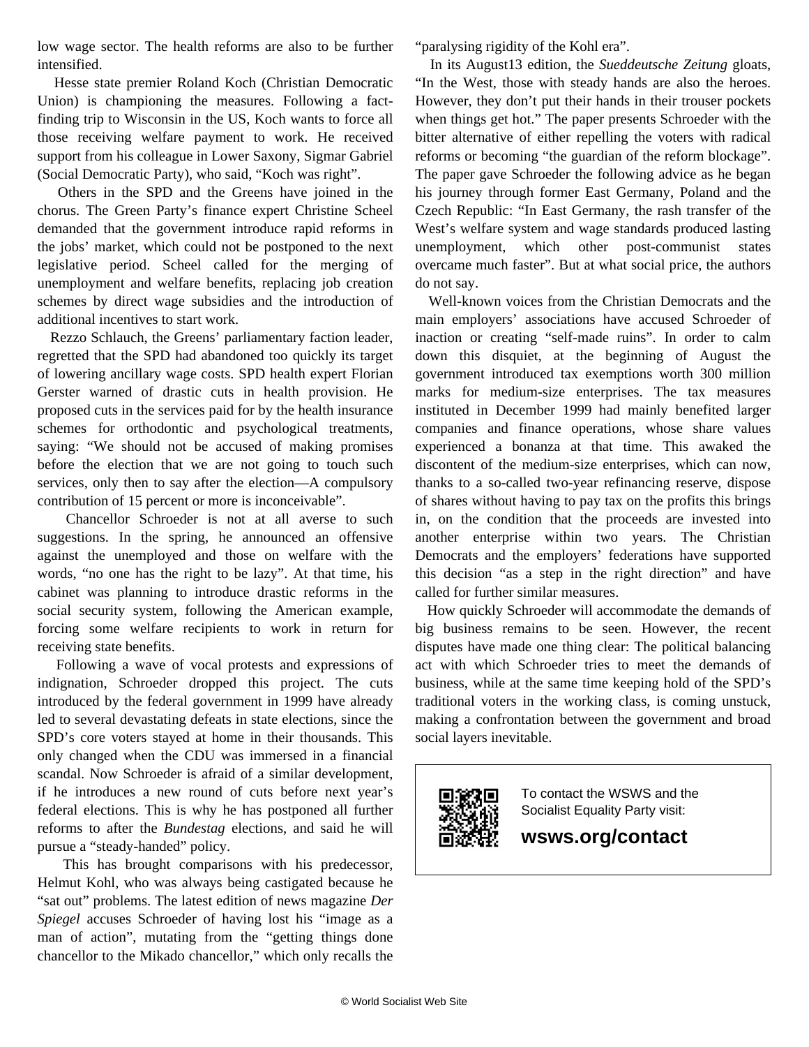low wage sector. The health reforms are also to be further intensified.

Hesse state premier Roland Koch (Christian Democratic Union) is championing the measures. Following a fact-finding trip to Wisconsin in the US, Koch wants to force all those receiving welfare payment to work. He received support from his colleague in Lower Saxony, Sigmar Gabriel (Social Democratic Party), who said, "Koch was right".

Others in the SPD and the Greens have joined in the chorus. The Green Party's finance expert Christine Scheel demanded that the government introduce rapid reforms in the jobs' market, which could not be postponed to the next legislative period. Scheel called for the merging of unemployment and welfare benefits, replacing job creation schemes by direct wage subsidies and the introduction of additional incentives to start work.

Rezzo Schlauch, the Greens' parliamentary faction leader, regretted that the SPD had abandoned too quickly its target of lowering ancillary wage costs. SPD health expert Florian Gerster warned of drastic cuts in health provision. He proposed cuts in the services paid for by the health insurance schemes for orthodontic and psychological treatments, saying: "We should not be accused of making promises before the election that we are not going to touch such services, only then to say after the election—A compulsory contribution of 15 percent or more is inconceivable".

Chancellor Schroeder is not at all averse to such suggestions. In the spring, he announced an offensive against the unemployed and those on welfare with the words, "no one has the right to be lazy". At that time, his cabinet was planning to introduce drastic reforms in the social security system, following the American example, forcing some welfare recipients to work in return for receiving state benefits.

Following a wave of vocal protests and expressions of indignation, Schroeder dropped this project. The cuts introduced by the federal government in 1999 have already led to several devastating defeats in state elections, since the SPD's core voters stayed at home in their thousands. This only changed when the CDU was immersed in a financial scandal. Now Schroeder is afraid of a similar development, if he introduces a new round of cuts before next year's federal elections. This is why he has postponed all further reforms to after the *Bundestag* elections, and said he will pursue a "steady-handed" policy.

This has brought comparisons with his predecessor, Helmut Kohl, who was always being castigated because he "sat out" problems. The latest edition of news magazine *Der Spiegel* accuses Schroeder of having lost his "image as a man of action", mutating from the "getting things done chancellor to the Mikado chancellor," which only recalls the "paralysing rigidity of the Kohl era".

In its August13 edition, the *Sueddeutsche Zeitung* gloats, "In the West, those with steady hands are also the heroes. However, they don't put their hands in their trouser pockets when things get hot." The paper presents Schroeder with the bitter alternative of either repelling the voters with radical reforms or becoming "the guardian of the reform blockage". The paper gave Schroeder the following advice as he began his journey through former East Germany, Poland and the Czech Republic: "In East Germany, the rash transfer of the West's welfare system and wage standards produced lasting unemployment, which other post-communist states overcame much faster". But at what social price, the authors do not say.

Well-known voices from the Christian Democrats and the main employers' associations have accused Schroeder of inaction or creating "self-made ruins". In order to calm down this disquiet, at the beginning of August the government introduced tax exemptions worth 300 million marks for medium-size enterprises. The tax measures instituted in December 1999 had mainly benefited larger companies and finance operations, whose share values experienced a bonanza at that time. This awaked the discontent of the medium-size enterprises, which can now, thanks to a so-called two-year refinancing reserve, dispose of shares without having to pay tax on the profits this brings in, on the condition that the proceeds are invested into another enterprise within two years. The Christian Democrats and the employers' federations have supported this decision "as a step in the right direction" and have called for further similar measures.

How quickly Schroeder will accommodate the demands of big business remains to be seen. However, the recent disputes have made one thing clear: The political balancing act with which Schroeder tries to meet the demands of business, while at the same time keeping hold of the SPD's traditional voters in the working class, is coming unstuck, making a confrontation between the government and broad social layers inevitable.

To contact the WSWS and the Socialist Equality Party visit:

**wsws.org/contact**